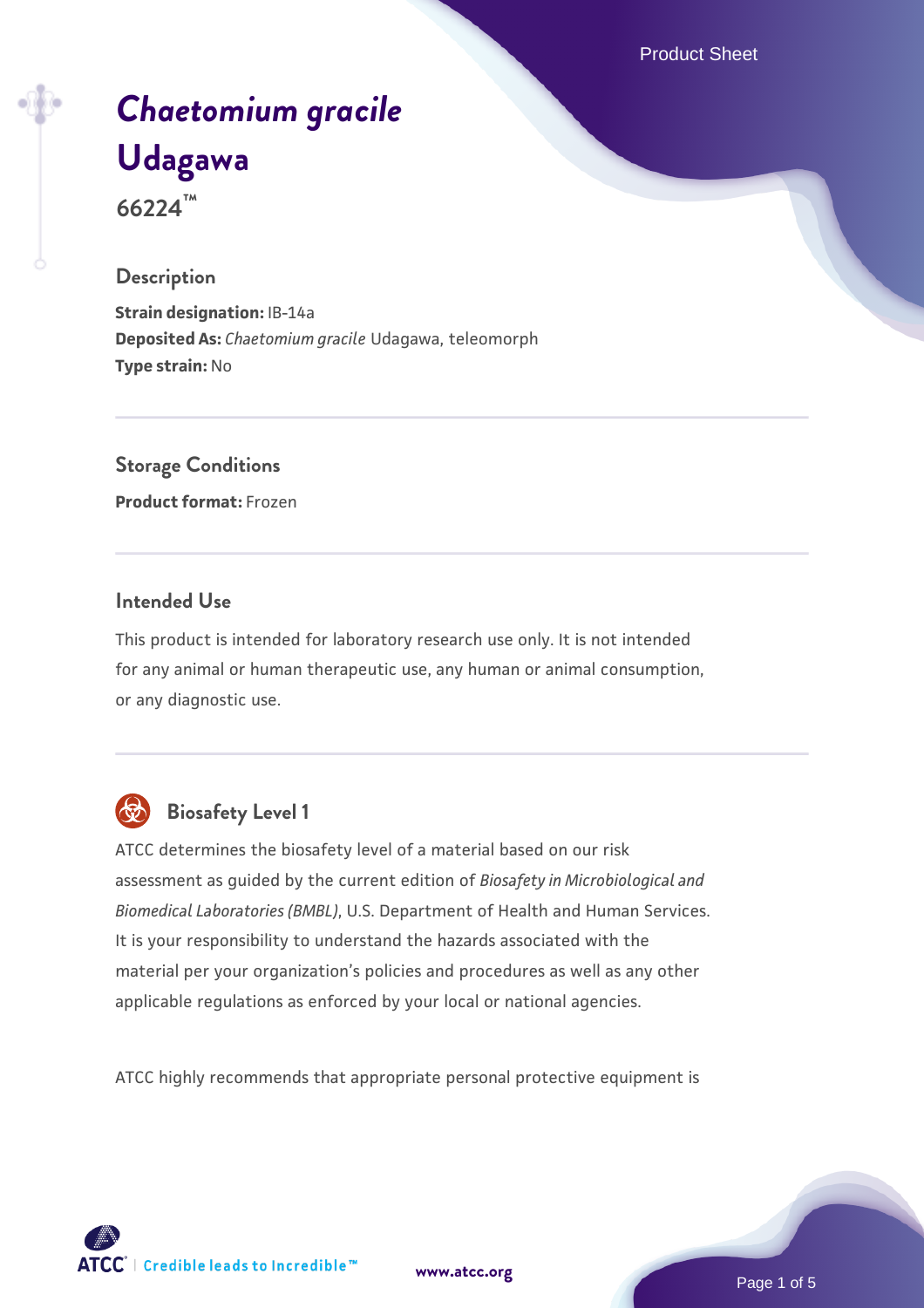# *Chaetomium gracile* Udagawa

**66224™**

## Description

**Strain designation:** IB-14a
**Deposited As:** *Chaetomium gracile* Udagawa, teleomorph
**Type strain:** No

## Storage Conditions

**Product format:** Frozen

## Intended Use

This product is intended for laboratory research use only. It is not intended for any animal or human therapeutic use, any human or animal consumption, or any diagnostic use.

## Biosafety Level 1

ATCC determines the biosafety level of a material based on our risk assessment as guided by the current edition of *Biosafety in Microbiological and Biomedical Laboratories (BMBL)*, U.S. Department of Health and Human Services. It is your responsibility to understand the hazards associated with the material per your organization's policies and procedures as well as any other applicable regulations as enforced by your local or national agencies.

ATCC highly recommends that appropriate personal protective equipment is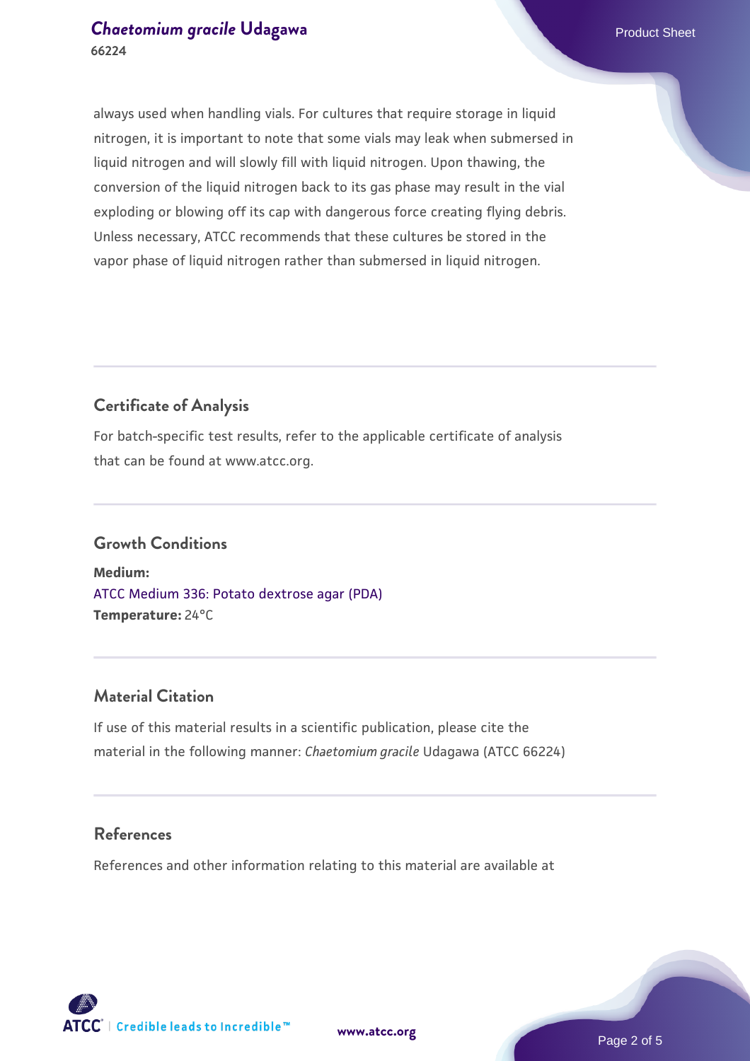always used when handling vials. For cultures that require storage in liquid nitrogen, it is important to note that some vials may leak when submersed in liquid nitrogen and will slowly fill with liquid nitrogen. Upon thawing, the conversion of the liquid nitrogen back to its gas phase may result in the vial exploding or blowing off its cap with dangerous force creating flying debris. Unless necessary, ATCC recommends that these cultures be stored in the vapor phase of liquid nitrogen rather than submersed in liquid nitrogen.

## Certificate of Analysis

For batch-specific test results, refer to the applicable certificate of analysis that can be found at www.atcc.org.

## Growth Conditions

**Medium:**
ATCC Medium 336: Potato dextrose agar (PDA)
**Temperature:** 24°C

## Material Citation

If use of this material results in a scientific publication, please cite the material in the following manner: *Chaetomium gracile* Udagawa (ATCC 66224)

## References

References and other information relating to this material are available at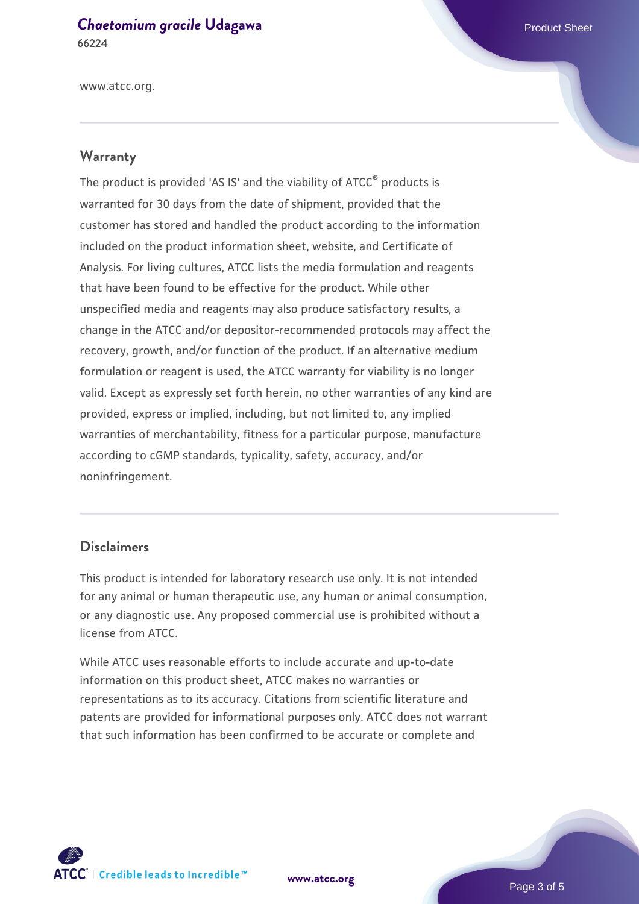www.atcc.org.

## Warranty

The product is provided 'AS IS' and the viability of ATCC® products is warranted for 30 days from the date of shipment, provided that the customer has stored and handled the product according to the information included on the product information sheet, website, and Certificate of Analysis. For living cultures, ATCC lists the media formulation and reagents that have been found to be effective for the product. While other unspecified media and reagents may also produce satisfactory results, a change in the ATCC and/or depositor-recommended protocols may affect the recovery, growth, and/or function of the product. If an alternative medium formulation or reagent is used, the ATCC warranty for viability is no longer valid. Except as expressly set forth herein, no other warranties of any kind are provided, express or implied, including, but not limited to, any implied warranties of merchantability, fitness for a particular purpose, manufacture according to cGMP standards, typicality, safety, accuracy, and/or noninfringement.

## Disclaimers

This product is intended for laboratory research use only. It is not intended for any animal or human therapeutic use, any human or animal consumption, or any diagnostic use. Any proposed commercial use is prohibited without a license from ATCC.

While ATCC uses reasonable efforts to include accurate and up-to-date information on this product sheet, ATCC makes no warranties or representations as to its accuracy. Citations from scientific literature and patents are provided for informational purposes only. ATCC does not warrant that such information has been confirmed to be accurate or complete and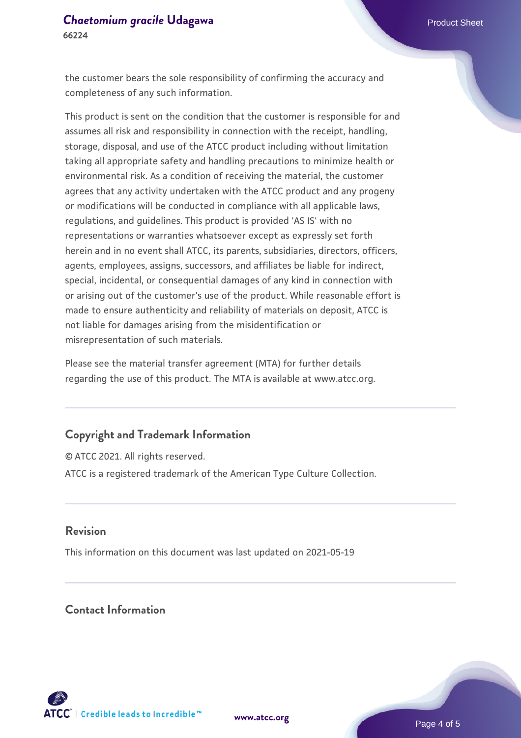the customer bears the sole responsibility of confirming the accuracy and completeness of any such information.

This product is sent on the condition that the customer is responsible for and assumes all risk and responsibility in connection with the receipt, handling, storage, disposal, and use of the ATCC product including without limitation taking all appropriate safety and handling precautions to minimize health or environmental risk. As a condition of receiving the material, the customer agrees that any activity undertaken with the ATCC product and any progeny or modifications will be conducted in compliance with all applicable laws, regulations, and guidelines. This product is provided 'AS IS' with no representations or warranties whatsoever except as expressly set forth herein and in no event shall ATCC, its parents, subsidiaries, directors, officers, agents, employees, assigns, successors, and affiliates be liable for indirect, special, incidental, or consequential damages of any kind in connection with or arising out of the customer's use of the product. While reasonable effort is made to ensure authenticity and reliability of materials on deposit, ATCC is not liable for damages arising from the misidentification or misrepresentation of such materials.

Please see the material transfer agreement (MTA) for further details regarding the use of this product. The MTA is available at www.atcc.org.

## Copyright and Trademark Information

© ATCC 2021. All rights reserved.

ATCC is a registered trademark of the American Type Culture Collection.

## Revision

This information on this document was last updated on 2021-05-19

## Contact Information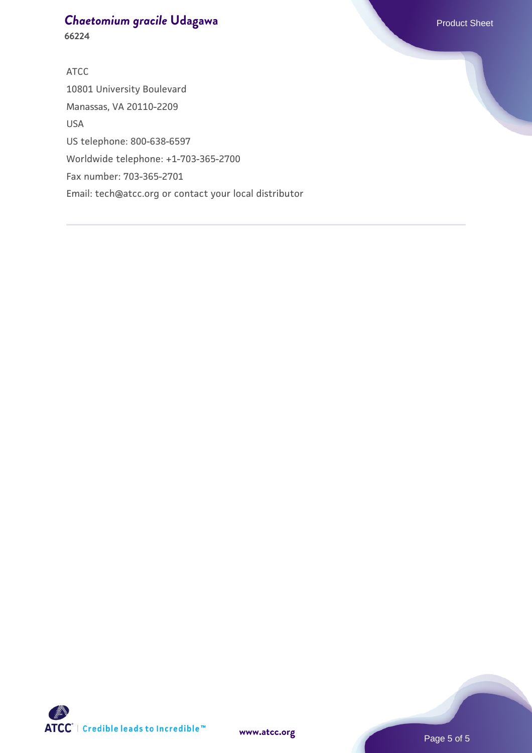ATCC

10801 University Boulevard

Manassas, VA 20110-2209

USA

US telephone: 800-638-6597

Worldwide telephone: +1-703-365-2700

Fax number: 703-365-2701

Email: tech@atcc.org or contact your local distributor